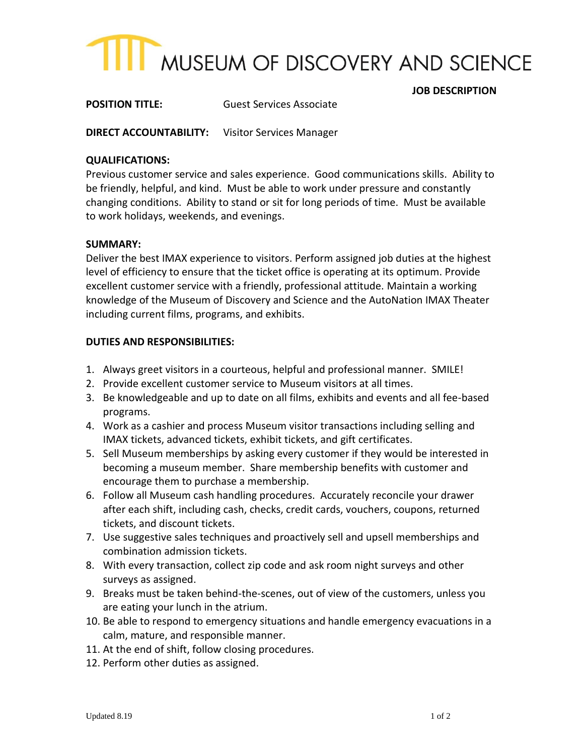# MUSEUM OF DISCOVERY AND SCIENCE

**JOB DESCRIPTION**

**POSITION TITLE:** Guest Services Associate

**DIRECT ACCOUNTABILITY:** Visitor Services Manager

**QUALIFICATIONS:**

Previous customer service and sales experience. Good communications skills. Ability to be friendly, helpful, and kind. Must be able to work under pressure and constantly changing conditions. Ability to stand or sit for long periods of time. Must be available to work holidays, weekends, and evenings.

**SUMMARY:**

Deliver the best IMAX experience to visitors. Perform assigned job duties at the highest level of efficiency to ensure that the ticket office is operating at its optimum. Provide excellent customer service with a friendly, professional attitude. Maintain a working knowledge of the Museum of Discovery and Science and the AutoNation IMAX Theater including current films, programs, and exhibits.

**DUTIES AND RESPONSIBILITIES:**

1. Always greet visitors in a courteous, helpful and professional manner. SMILE!
2. Provide excellent customer service to Museum visitors at all times.
3. Be knowledgeable and up to date on all films, exhibits and events and all fee-based programs.
4. Work as a cashier and process Museum visitor transactions including selling and IMAX tickets, advanced tickets, exhibit tickets, and gift certificates.
5. Sell Museum memberships by asking every customer if they would be interested in becoming a museum member. Share membership benefits with customer and encourage them to purchase a membership.
6. Follow all Museum cash handling procedures. Accurately reconcile your drawer after each shift, including cash, checks, credit cards, vouchers, coupons, returned tickets, and discount tickets.
7. Use suggestive sales techniques and proactively sell and upsell memberships and combination admission tickets.
8. With every transaction, collect zip code and ask room night surveys and other surveys as assigned.
9. Breaks must be taken behind-the-scenes, out of view of the customers, unless you are eating your lunch in the atrium.
10. Be able to respond to emergency situations and handle emergency evacuations in a calm, mature, and responsible manner.
11. At the end of shift, follow closing procedures.
12. Perform other duties as assigned.

Updated 8.19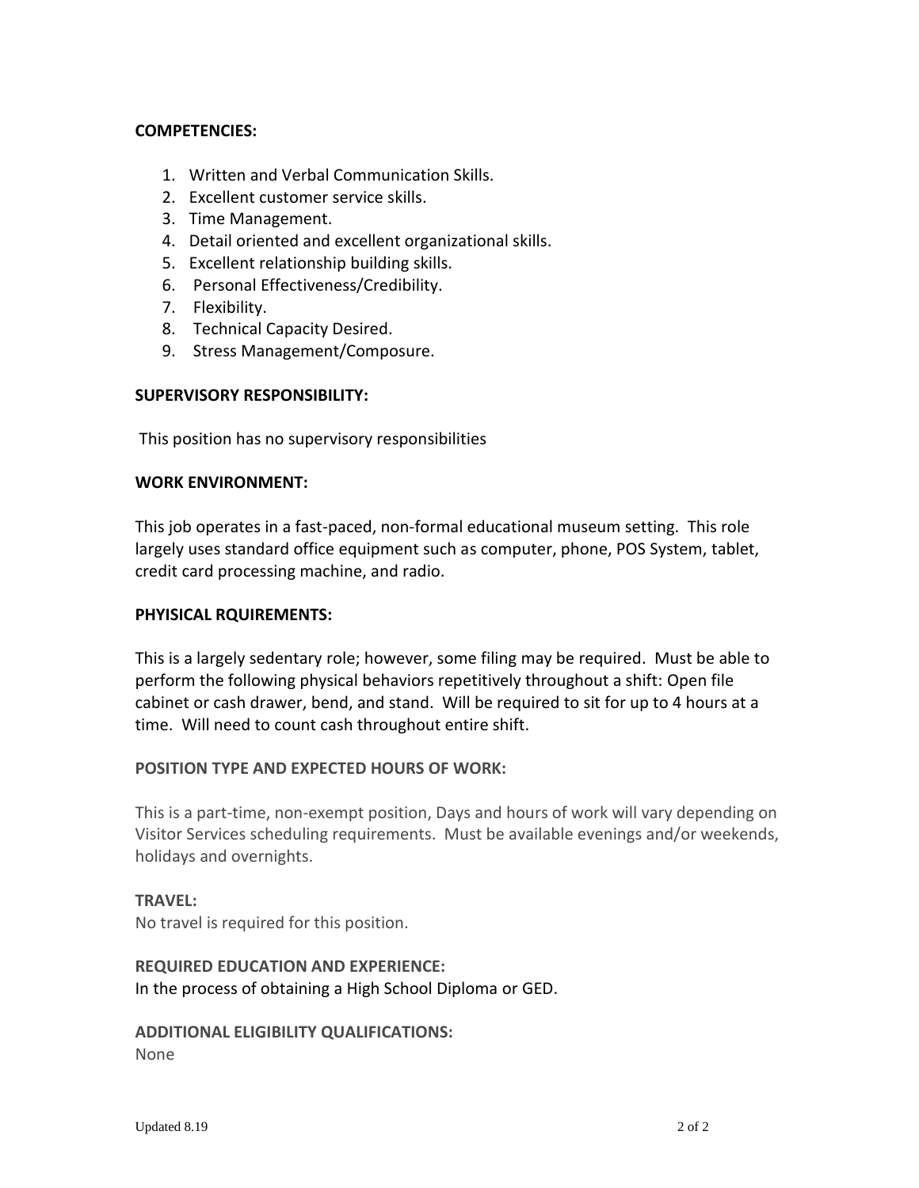**COMPETENCIES:**

1. Written and Verbal Communication Skills.
2. Excellent customer service skills.
3. Time Management.
4. Detail oriented and excellent organizational skills.
5. Excellent relationship building skills.
6. Personal Effectiveness/Credibility.
7. Flexibility.
8. Technical Capacity Desired.
9. Stress Management/Composure.

**SUPERVISORY RESPONSIBILITY:**

This position has no supervisory responsibilities

**WORK ENVIRONMENT:**

This job operates in a fast-paced, non-formal educational museum setting. This role largely uses standard office equipment such as computer, phone, POS System, tablet, credit card processing machine, and radio.

**PHYISICAL RQUIREMENTS:**

This is a largely sedentary role; however, some filing may be required. Must be able to perform the following physical behaviors repetitively throughout a shift: Open file cabinet or cash drawer, bend, and stand. Will be required to sit for up to 4 hours at a time. Will need to count cash throughout entire shift.

**POSITION TYPE AND EXPECTED HOURS OF WORK:**

This is a part-time, non-exempt position, Days and hours of work will vary depending on Visitor Services scheduling requirements. Must be available evenings and/or weekends, holidays and overnights.

**TRAVEL:**
No travel is required for this position.

**REQUIRED EDUCATION AND EXPERIENCE:**
In the process of obtaining a High School Diploma or GED.

**ADDITIONAL ELIGIBILITY QUALIFICATIONS:**
None

Updated 8.19